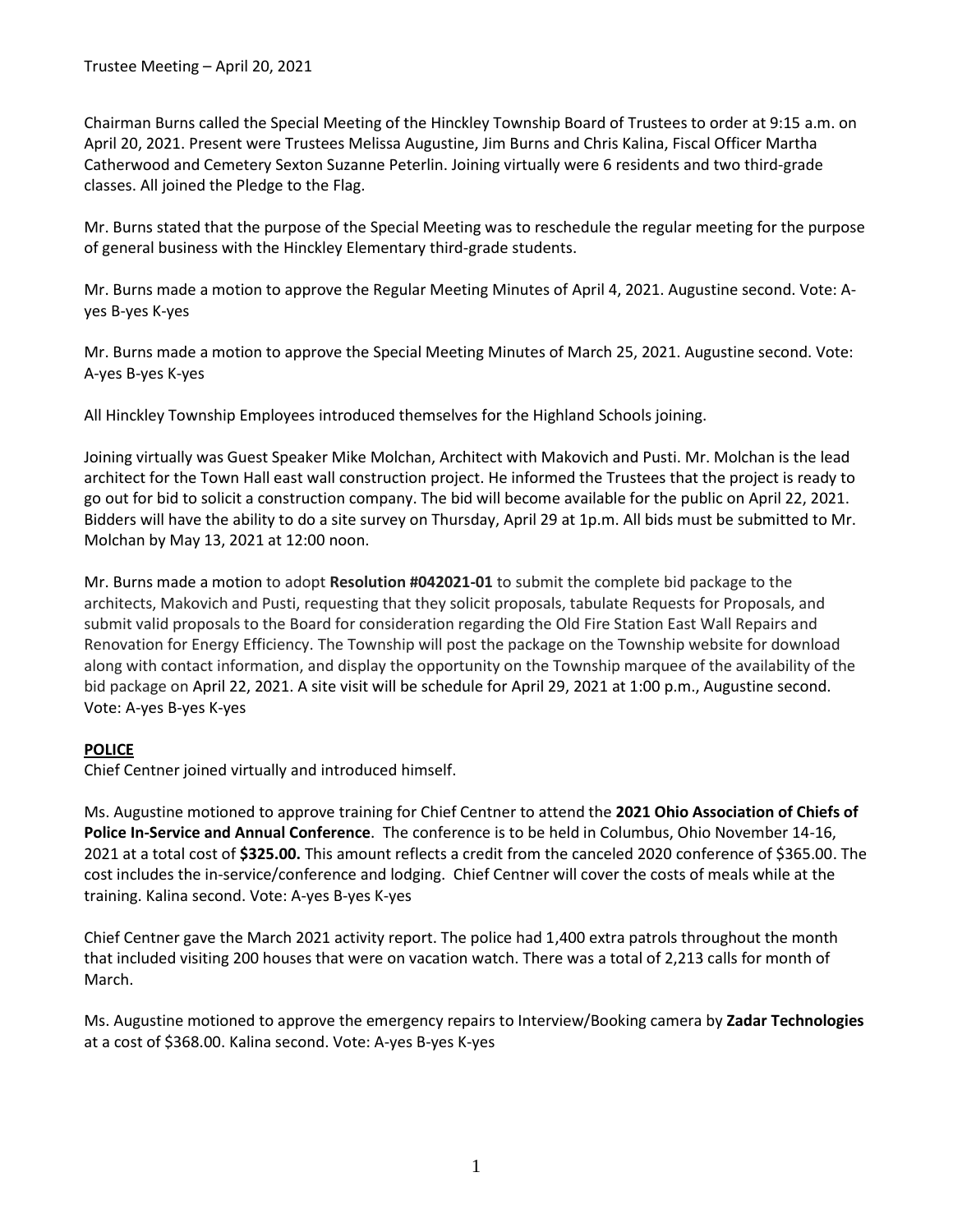Trustee Meeting – April 20, 2021

Chairman Burns called the Special Meeting of the Hinckley Township Board of Trustees to order at 9:15 a.m. on April 20, 2021. Present were Trustees Melissa Augustine, Jim Burns and Chris Kalina, Fiscal Officer Martha Catherwood and Cemetery Sexton Suzanne Peterlin. Joining virtually were 6 residents and two third-grade classes. All joined the Pledge to the Flag.

Mr. Burns stated that the purpose of the Special Meeting was to reschedule the regular meeting for the purpose of general business with the Hinckley Elementary third-grade students.

Mr. Burns made a motion to approve the Regular Meeting Minutes of April 4, 2021. Augustine second. Vote: A-yes B-yes K-yes

Mr. Burns made a motion to approve the Special Meeting Minutes of March 25, 2021. Augustine second. Vote: A-yes B-yes K-yes

All Hinckley Township Employees introduced themselves for the Highland Schools joining.

Joining virtually was Guest Speaker Mike Molchan, Architect with Makovich and Pusti. Mr. Molchan is the lead architect for the Town Hall east wall construction project. He informed the Trustees that the project is ready to go out for bid to solicit a construction company. The bid will become available for the public on April 22, 2021. Bidders will have the ability to do a site survey on Thursday, April 29 at 1p.m. All bids must be submitted to Mr. Molchan by May 13, 2021 at 12:00 noon.

Mr. Burns made a motion to adopt **Resolution #042021-01** to submit the complete bid package to the architects, Makovich and Pusti, requesting that they solicit proposals, tabulate Requests for Proposals, and submit valid proposals to the Board for consideration regarding the Old Fire Station East Wall Repairs and Renovation for Energy Efficiency. The Township will post the package on the Township website for download along with contact information, and display the opportunity on the Township marquee of the availability of the bid package on April 22, 2021. A site visit will be schedule for April 29, 2021 at 1:00 p.m., Augustine second. Vote: A-yes B-yes K-yes

## POLICE

Chief Centner joined virtually and introduced himself.

Ms. Augustine motioned to approve training for Chief Centner to attend the **2021 Ohio Association of Chiefs of Police In-Service and Annual Conference**. The conference is to be held in Columbus, Ohio November 14-16, 2021 at a total cost of **$325.00.** This amount reflects a credit from the canceled 2020 conference of $365.00. The cost includes the in-service/conference and lodging. Chief Centner will cover the costs of meals while at the training. Kalina second. Vote: A-yes B-yes K-yes

Chief Centner gave the March 2021 activity report. The police had 1,400 extra patrols throughout the month that included visiting 200 houses that were on vacation watch. There was a total of 2,213 calls for month of March.

Ms. Augustine motioned to approve the emergency repairs to Interview/Booking camera by **Zadar Technologies** at a cost of $368.00. Kalina second. Vote: A-yes B-yes K-yes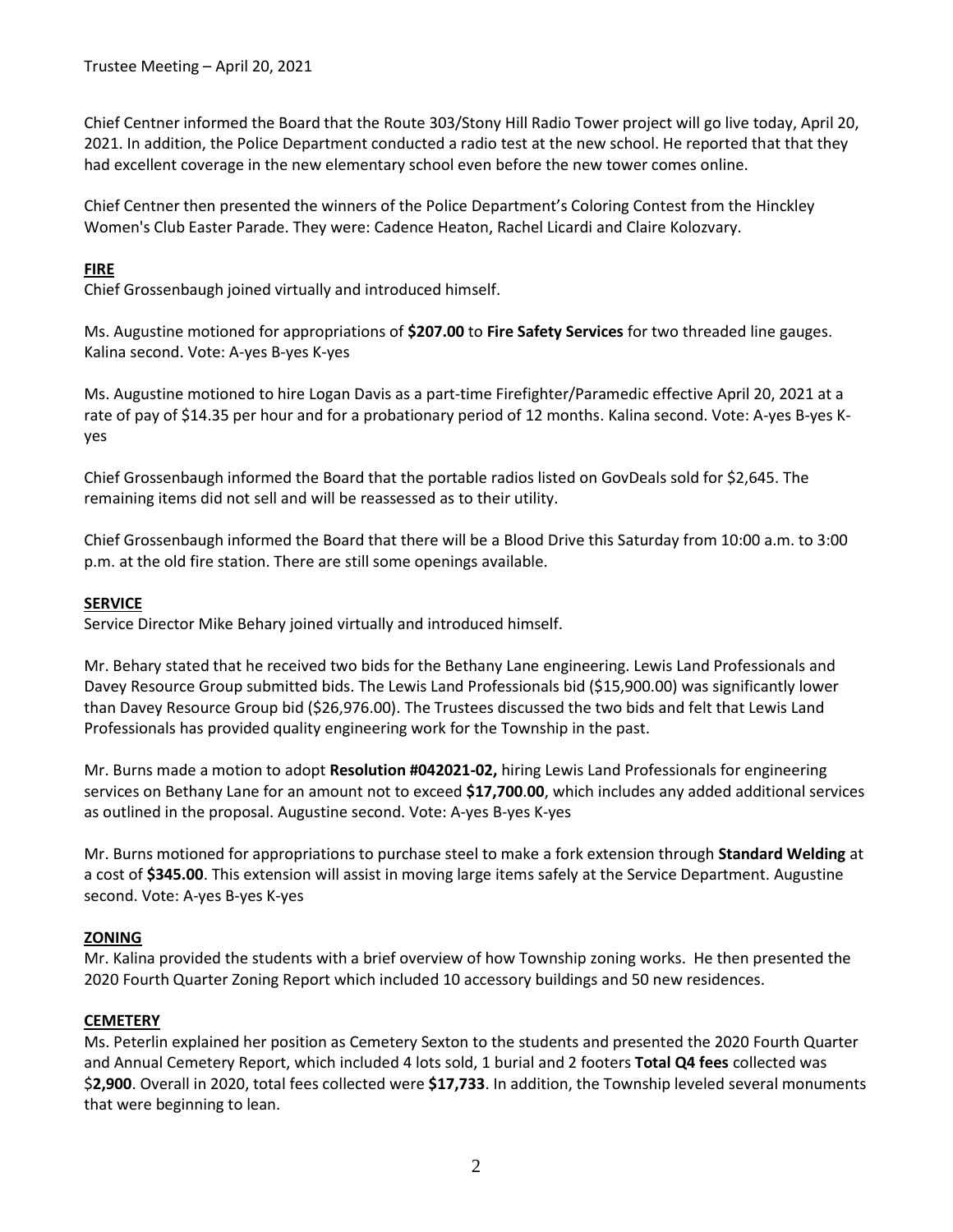Chief Centner informed the Board that the Route 303/Stony Hill Radio Tower project will go live today, April 20, 2021. In addition, the Police Department conducted a radio test at the new school. He reported that that they had excellent coverage in the new elementary school even before the new tower comes online.

Chief Centner then presented the winners of the Police Department's Coloring Contest from the Hinckley Women's Club Easter Parade. They were: Cadence Heaton, Rachel Licardi and Claire Kolozvary.

## FIRE

Chief Grossenbaugh joined virtually and introduced himself.

Ms. Augustine motioned for appropriations of **$207.00** to **Fire Safety Services** for two threaded line gauges. Kalina second. Vote: A-yes B-yes K-yes

Ms. Augustine motioned to hire Logan Davis as a part-time Firefighter/Paramedic effective April 20, 2021 at a rate of pay of $14.35 per hour and for a probationary period of 12 months. Kalina second. Vote: A-yes B-yes K-yes

Chief Grossenbaugh informed the Board that the portable radios listed on GovDeals sold for $2,645. The remaining items did not sell and will be reassessed as to their utility.

Chief Grossenbaugh informed the Board that there will be a Blood Drive this Saturday from 10:00 a.m. to 3:00 p.m. at the old fire station. There are still some openings available.

## SERVICE

Service Director Mike Behary joined virtually and introduced himself.

Mr. Behary stated that he received two bids for the Bethany Lane engineering. Lewis Land Professionals and Davey Resource Group submitted bids. The Lewis Land Professionals bid ($15,900.00) was significantly lower than Davey Resource Group bid ($26,976.00). The Trustees discussed the two bids and felt that Lewis Land Professionals has provided quality engineering work for the Township in the past.

Mr. Burns made a motion to adopt **Resolution #042021-02,** hiring Lewis Land Professionals for engineering services on Bethany Lane for an amount not to exceed **$17,700.00**, which includes any added additional services as outlined in the proposal. Augustine second. Vote: A-yes B-yes K-yes

Mr. Burns motioned for appropriations to purchase steel to make a fork extension through **Standard Welding** at a cost of **$345.00**. This extension will assist in moving large items safely at the Service Department. Augustine second. Vote: A-yes B-yes K-yes

## ZONING

Mr. Kalina provided the students with a brief overview of how Township zoning works. He then presented the 2020 Fourth Quarter Zoning Report which included 10 accessory buildings and 50 new residences.

## CEMETERY

Ms. Peterlin explained her position as Cemetery Sexton to the students and presented the 2020 Fourth Quarter and Annual Cemetery Report, which included 4 lots sold, 1 burial and 2 footers **Total Q4 fees** collected was $**2,900**. Overall in 2020, total fees collected were **$17,733**. In addition, the Township leveled several monuments that were beginning to lean.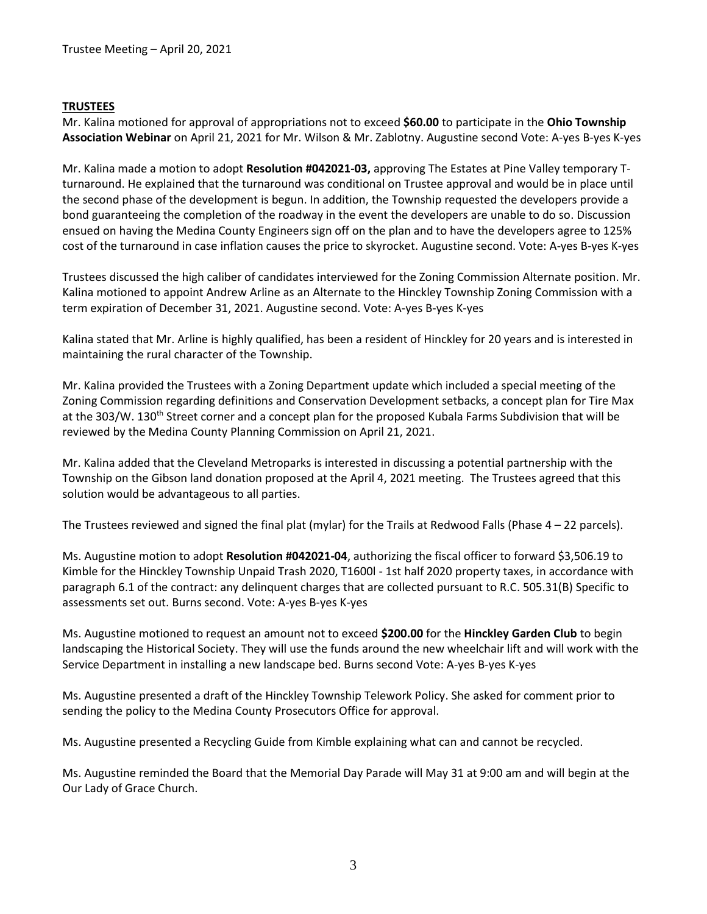**TRUSTEES**

Mr. Kalina motioned for approval of appropriations not to exceed **$60.00** to participate in the **Ohio Township Association Webinar** on April 21, 2021 for Mr. Wilson & Mr. Zablotny. Augustine second Vote: A-yes B-yes K-yes

Mr. Kalina made a motion to adopt **Resolution #042021-03,** approving The Estates at Pine Valley temporary T-turnaround. He explained that the turnaround was conditional on Trustee approval and would be in place until the second phase of the development is begun. In addition, the Township requested the developers provide a bond guaranteeing the completion of the roadway in the event the developers are unable to do so. Discussion ensued on having the Medina County Engineers sign off on the plan and to have the developers agree to 125% cost of the turnaround in case inflation causes the price to skyrocket. Augustine second. Vote: A-yes B-yes K-yes

Trustees discussed the high caliber of candidates interviewed for the Zoning Commission Alternate position. Mr. Kalina motioned to appoint Andrew Arline as an Alternate to the Hinckley Township Zoning Commission with a term expiration of December 31, 2021. Augustine second. Vote: A-yes B-yes K-yes

Kalina stated that Mr. Arline is highly qualified, has been a resident of Hinckley for 20 years and is interested in maintaining the rural character of the Township.

Mr. Kalina provided the Trustees with a Zoning Department update which included a special meeting of the Zoning Commission regarding definitions and Conservation Development setbacks, a concept plan for Tire Max at the 303/W. 130th Street corner and a concept plan for the proposed Kubala Farms Subdivision that will be reviewed by the Medina County Planning Commission on April 21, 2021.

Mr. Kalina added that the Cleveland Metroparks is interested in discussing a potential partnership with the Township on the Gibson land donation proposed at the April 4, 2021 meeting. The Trustees agreed that this solution would be advantageous to all parties.

The Trustees reviewed and signed the final plat (mylar) for the Trails at Redwood Falls (Phase 4 – 22 parcels).

Ms. Augustine motion to adopt **Resolution #042021-04**, authorizing the fiscal officer to forward $3,506.19 to Kimble for the Hinckley Township Unpaid Trash 2020, T1600l - 1st half 2020 property taxes, in accordance with paragraph 6.1 of the contract: any delinquent charges that are collected pursuant to R.C. 505.31(B) Specific to assessments set out. Burns second. Vote: A-yes B-yes K-yes

Ms. Augustine motioned to request an amount not to exceed **$200.00** for the **Hinckley Garden Club** to begin landscaping the Historical Society. They will use the funds around the new wheelchair lift and will work with the Service Department in installing a new landscape bed. Burns second Vote: A-yes B-yes K-yes

Ms. Augustine presented a draft of the Hinckley Township Telework Policy. She asked for comment prior to sending the policy to the Medina County Prosecutors Office for approval.

Ms. Augustine presented a Recycling Guide from Kimble explaining what can and cannot be recycled.

Ms. Augustine reminded the Board that the Memorial Day Parade will May 31 at 9:00 am and will begin at the Our Lady of Grace Church.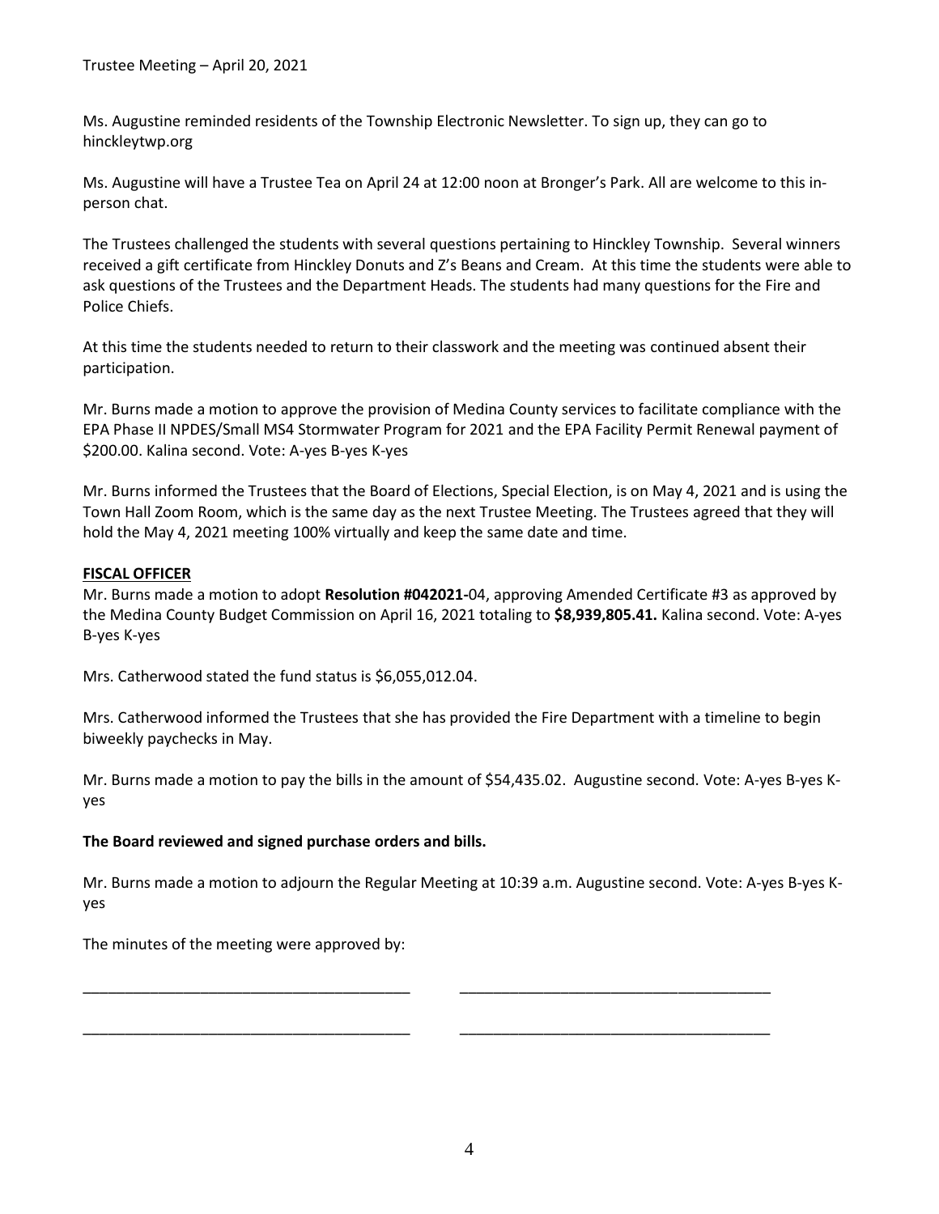Ms. Augustine reminded residents of the Township Electronic Newsletter. To sign up, they can go to hinckleytwp.org

Ms. Augustine will have a Trustee Tea on April 24 at 12:00 noon at Bronger's Park. All are welcome to this in-person chat.

The Trustees challenged the students with several questions pertaining to Hinckley Township. Several winners received a gift certificate from Hinckley Donuts and Z's Beans and Cream. At this time the students were able to ask questions of the Trustees and the Department Heads. The students had many questions for the Fire and Police Chiefs.

At this time the students needed to return to their classwork and the meeting was continued absent their participation.

Mr. Burns made a motion to approve the provision of Medina County services to facilitate compliance with the EPA Phase II NPDES/Small MS4 Stormwater Program for 2021 and the EPA Facility Permit Renewal payment of $200.00. Kalina second. Vote: A-yes B-yes K-yes

Mr. Burns informed the Trustees that the Board of Elections, Special Election, is on May 4, 2021 and is using the Town Hall Zoom Room, which is the same day as the next Trustee Meeting. The Trustees agreed that they will hold the May 4, 2021 meeting 100% virtually and keep the same date and time.

**FISCAL OFFICER**

Mr. Burns made a motion to adopt **Resolution #042021-**04, approving Amended Certificate #3 as approved by the Medina County Budget Commission on April 16, 2021 totaling to **$8,939,805.41.** Kalina second. Vote: A-yes B-yes K-yes

Mrs. Catherwood stated the fund status is $6,055,012.04.

Mrs. Catherwood informed the Trustees that she has provided the Fire Department with a timeline to begin biweekly paychecks in May.

Mr. Burns made a motion to pay the bills in the amount of $54,435.02. Augustine second. Vote: A-yes B-yes K-yes

**The Board reviewed and signed purchase orders and bills.**

Mr. Burns made a motion to adjourn the Regular Meeting at 10:39 a.m. Augustine second. Vote: A-yes B-yes K-yes

The minutes of the meeting were approved by:

\_\_\_\_\_\_\_\_\_\_\_\_\_\_\_\_\_\_\_\_\_\_\_\_\_\_\_\_\_\_\_\_\_\_\_\_\_\_\_\_ \_\_\_\_\_\_\_\_\_\_\_\_\_\_\_\_\_\_\_\_\_\_\_\_\_\_\_\_\_\_\_\_\_\_\_\_\_\_\_\_

\_\_\_\_\_\_\_\_\_\_\_\_\_\_\_\_\_\_\_\_\_\_\_\_\_\_\_\_\_\_\_\_\_\_\_\_\_\_\_\_ \_\_\_\_\_\_\_\_\_\_\_\_\_\_\_\_\_\_\_\_\_\_\_\_\_\_\_\_\_\_\_\_\_\_\_\_\_\_\_\_